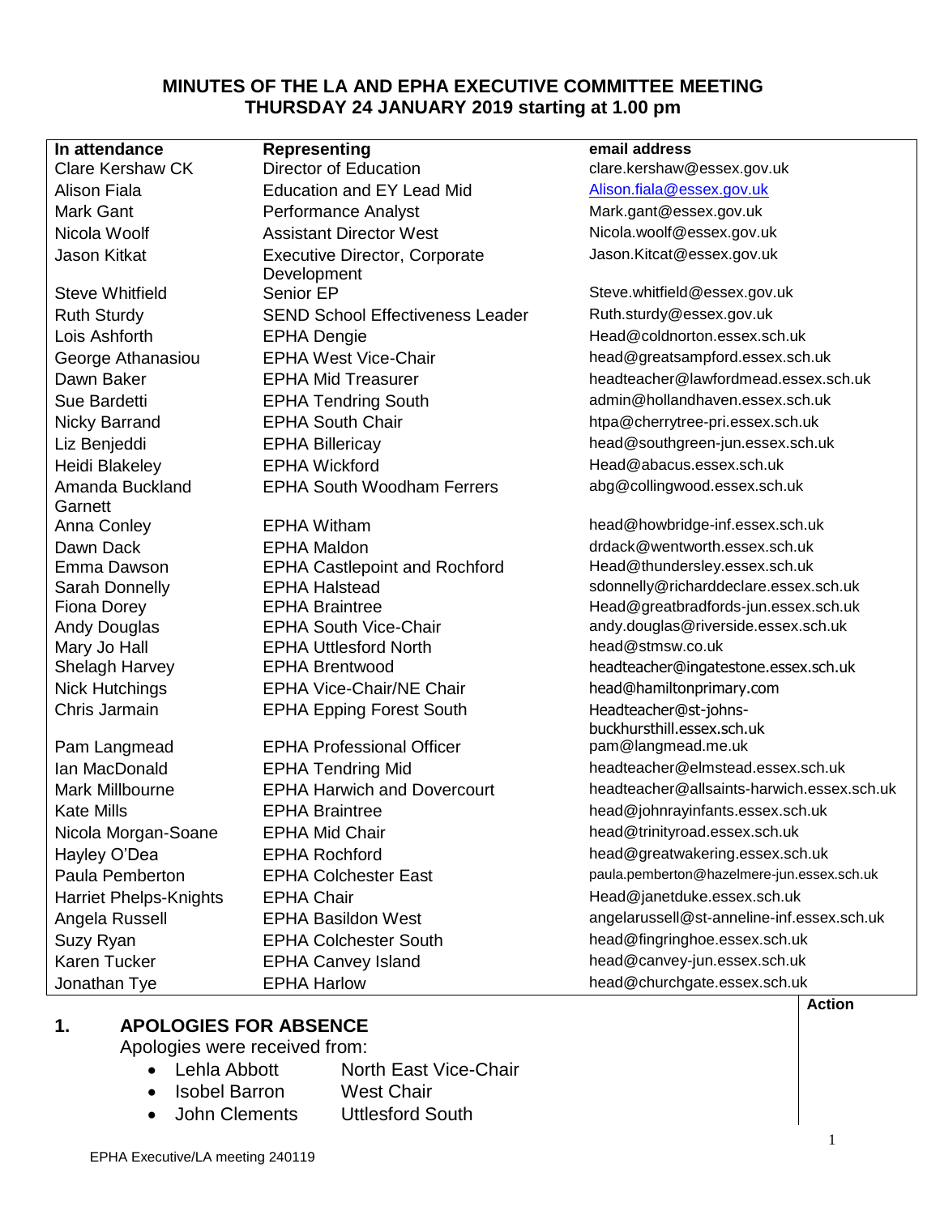# MINUTES OF THE LA AND EPHA EXECUTIVE COMMITTEE MEETING THURSDAY 24 JANUARY 2019 starting at 1.00 pm

| In attendance | Representing | email address |
|---|---|---|
| Clare Kershaw CK | Director of Education | clare.kershaw@essex.gov.uk |
| Alison Fiala | Education and EY Lead Mid | Alison.fiala@essex.gov.uk |
| Mark Gant | Performance Analyst | Mark.gant@essex.gov.uk |
| Nicola Woolf | Assistant Director West | Nicola.woolf@essex.gov.uk |
| Jason Kitkat | Executive Director, Corporate Development | Jason.Kitcat@essex.gov.uk |
| Steve Whitfield | Senior EP | Steve.whitfield@essex.gov.uk |
| Ruth Sturdy | SEND School Effectiveness Leader | Ruth.sturdy@essex.gov.uk |
| Lois Ashforth | EPHA Dengie | Head@coldnorton.essex.sch.uk |
| George Athanasiou | EPHA West Vice-Chair | head@greatsampford.essex.sch.uk |
| Dawn Baker | EPHA Mid Treasurer | headteacher@lawfordmead.essex.sch.uk |
| Sue Bardetti | EPHA Tendring South | admin@hollandhaven.essex.sch.uk |
| Nicky Barrand | EPHA South Chair | htpa@cherrytree-pri.essex.sch.uk |
| Liz Benjeddi | EPHA Billericay | head@southgreen-jun.essex.sch.uk |
| Heidi Blakeley | EPHA Wickford | Head@abacus.essex.sch.uk |
| Amanda Buckland Garnett | EPHA South Woodham Ferrers | abg@collingwood.essex.sch.uk |
| Anna Conley | EPHA Witham | head@howbridge-inf.essex.sch.uk |
| Dawn Dack | EPHA Maldon | drdack@wentworth.essex.sch.uk |
| Emma Dawson | EPHA Castlepoint and Rochford | Head@thundersley.essex.sch.uk |
| Sarah Donnelly | EPHA Halstead | sdonnelly@richarddeclare.essex.sch.uk |
| Fiona Dorey | EPHA Braintree | Head@greatbradfords-jun.essex.sch.uk |
| Andy Douglas | EPHA South Vice-Chair | andy.douglas@riverside.essex.sch.uk |
| Mary Jo Hall | EPHA Uttlesford North | head@stmsw.co.uk |
| Shelagh Harvey | EPHA Brentwood | headteacher@ingatestone.essex.sch.uk |
| Nick Hutchings | EPHA Vice-Chair/NE Chair | head@hamiltonprimary.com |
| Chris Jarmain | EPHA Epping Forest South | Headteacher@st-johns-buckhursthill.essex.sch.uk |
| Pam Langmead | EPHA Professional Officer | pam@langmead.me.uk |
| Ian MacDonald | EPHA Tendring Mid | headteacher@elmstead.essex.sch.uk |
| Mark Millbourne | EPHA Harwich and Dovercourt | headteacher@allsaints-harwich.essex.sch.uk |
| Kate Mills | EPHA Braintree | head@johnrayinfants.essex.sch.uk |
| Nicola Morgan-Soane | EPHA Mid Chair | head@trinityroad.essex.sch.uk |
| Hayley O'Dea | EPHA Rochford | head@greatwakering.essex.sch.uk |
| Paula Pemberton | EPHA Colchester East | paula.pemberton@hazelmere-jun.essex.sch.uk |
| Harriet Phelps-Knights | EPHA Chair | Head@janetduke.essex.sch.uk |
| Angela Russell | EPHA Basildon West | angelarussell@st-anneline-inf.essex.sch.uk |
| Suzy Ryan | EPHA Colchester South | head@fingringhoe.essex.sch.uk |
| Karen Tucker | EPHA Canvey Island | head@canvey-jun.essex.sch.uk |
| Jonathan Tye | EPHA Harlow | head@churchgate.essex.sch.uk |

**Action**

## 1. APOLOGIES FOR ABSENCE

Apologies were received from:

- Lehla Abbott — North East Vice-Chair
- Isobel Barron — West Chair
- John Clements — Uttlesford South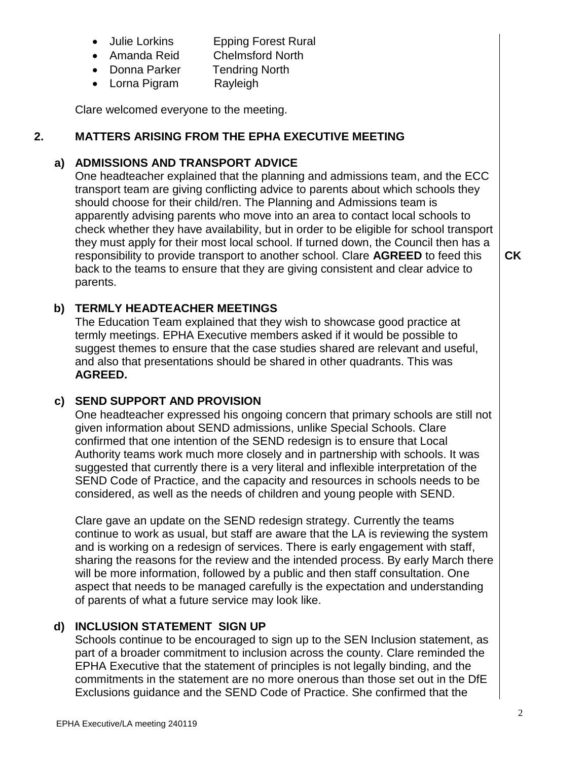- Julie Lorkins Epping Forest Rural
- Amanda Reid Chelmsford North
- Donna Parker Tendring North
- Lorna Pigram Rayleigh

Clare welcomed everyone to the meeting.

## 2. MATTERS ARISING FROM THE EPHA EXECUTIVE MEETING

### a) ADMISSIONS AND TRANSPORT ADVICE

One headteacher explained that the planning and admissions team, and the ECC transport team are giving conflicting advice to parents about which schools they should choose for their child/ren. The Planning and Admissions team is apparently advising parents who move into an area to contact local schools to check whether they have availability, but in order to be eligible for school transport they must apply for their most local school. If turned down, the Council then has a responsibility to provide transport to another school. Clare **AGREED** to feed this back to the teams to ensure that they are giving consistent and clear advice to parents. **CK**

### b) TERMLY HEADTEACHER MEETINGS

The Education Team explained that they wish to showcase good practice at termly meetings. EPHA Executive members asked if it would be possible to suggest themes to ensure that the case studies shared are relevant and useful, and also that presentations should be shared in other quadrants. This was **AGREED.**

### c) SEND SUPPORT AND PROVISION

One headteacher expressed his ongoing concern that primary schools are still not given information about SEND admissions, unlike Special Schools. Clare confirmed that one intention of the SEND redesign is to ensure that Local Authority teams work much more closely and in partnership with schools. It was suggested that currently there is a very literal and inflexible interpretation of the SEND Code of Practice, and the capacity and resources in schools needs to be considered, as well as the needs of children and young people with SEND.

Clare gave an update on the SEND redesign strategy. Currently the teams continue to work as usual, but staff are aware that the LA is reviewing the system and is working on a redesign of services. There is early engagement with staff, sharing the reasons for the review and the intended process. By early March there will be more information, followed by a public and then staff consultation. One aspect that needs to be managed carefully is the expectation and understanding of parents of what a future service may look like.

### d) INCLUSION STATEMENT SIGN UP

Schools continue to be encouraged to sign up to the SEN Inclusion statement, as part of a broader commitment to inclusion across the county. Clare reminded the EPHA Executive that the statement of principles is not legally binding, and the commitments in the statement are no more onerous than those set out in the DfE Exclusions guidance and the SEND Code of Practice. She confirmed that the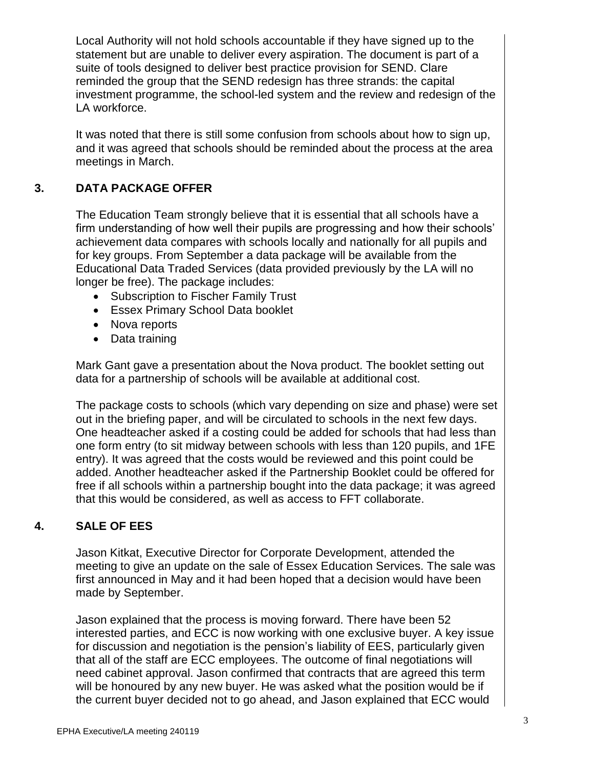Local Authority will not hold schools accountable if they have signed up to the statement but are unable to deliver every aspiration. The document is part of a suite of tools designed to deliver best practice provision for SEND. Clare reminded the group that the SEND redesign has three strands: the capital investment programme, the school-led system and the review and redesign of the LA workforce.

It was noted that there is still some confusion from schools about how to sign up, and it was agreed that schools should be reminded about the process at the area meetings in March.

## 3. DATA PACKAGE OFFER

The Education Team strongly believe that it is essential that all schools have a firm understanding of how well their pupils are progressing and how their schools' achievement data compares with schools locally and nationally for all pupils and for key groups. From September a data package will be available from the Educational Data Traded Services (data provided previously by the LA will no longer be free). The package includes:

- Subscription to Fischer Family Trust
- Essex Primary School Data booklet
- Nova reports
- Data training

Mark Gant gave a presentation about the Nova product. The booklet setting out data for a partnership of schools will be available at additional cost.

The package costs to schools (which vary depending on size and phase) were set out in the briefing paper, and will be circulated to schools in the next few days. One headteacher asked if a costing could be added for schools that had less than one form entry (to sit midway between schools with less than 120 pupils, and 1FE entry). It was agreed that the costs would be reviewed and this point could be added. Another headteacher asked if the Partnership Booklet could be offered for free if all schools within a partnership bought into the data package; it was agreed that this would be considered, as well as access to FFT collaborate.

## 4. SALE OF EES

Jason Kitkat, Executive Director for Corporate Development, attended the meeting to give an update on the sale of Essex Education Services. The sale was first announced in May and it had been hoped that a decision would have been made by September.

Jason explained that the process is moving forward. There have been 52 interested parties, and ECC is now working with one exclusive buyer. A key issue for discussion and negotiation is the pension's liability of EES, particularly given that all of the staff are ECC employees. The outcome of final negotiations will need cabinet approval. Jason confirmed that contracts that are agreed this term will be honoured by any new buyer. He was asked what the position would be if the current buyer decided not to go ahead, and Jason explained that ECC would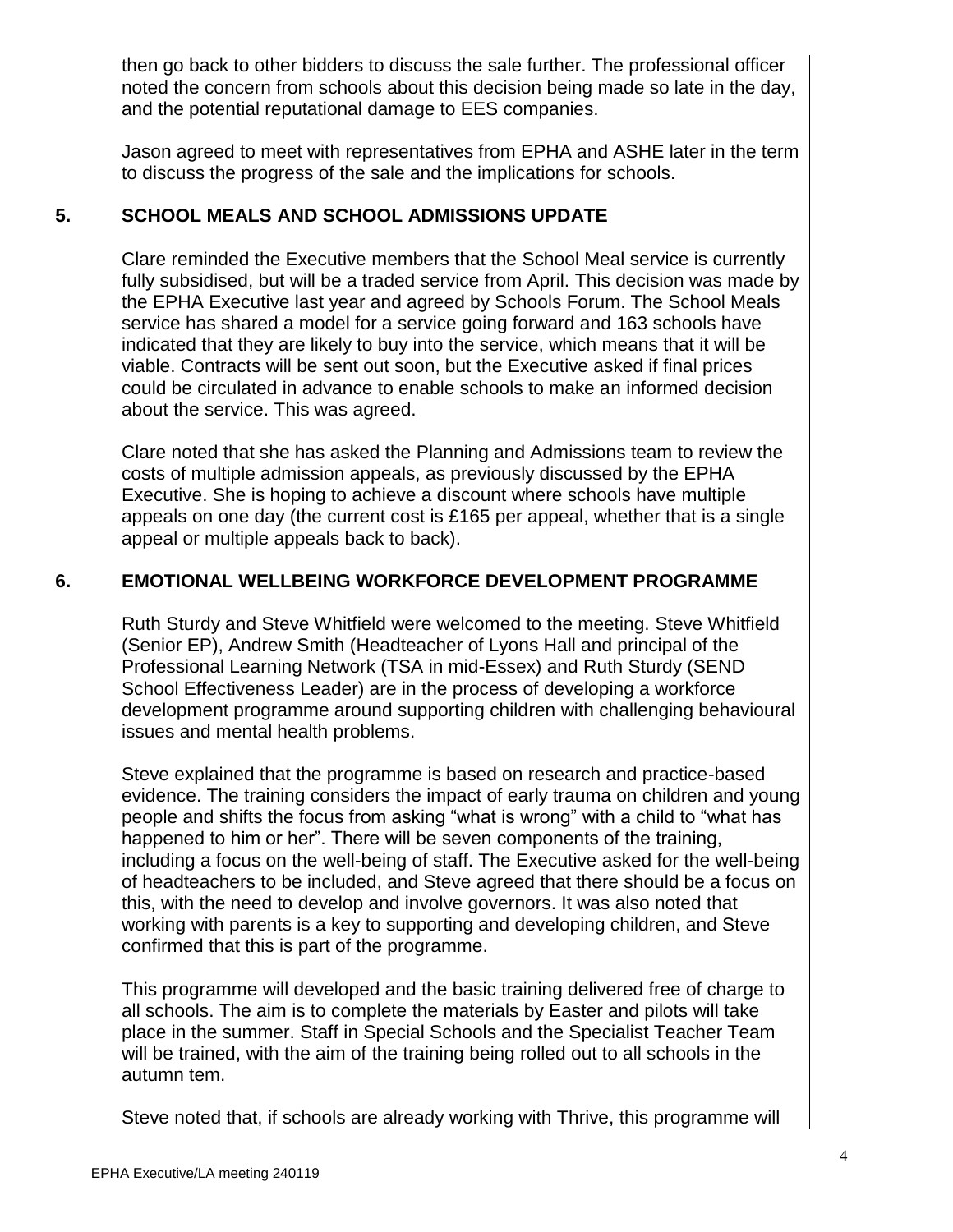then go back to other bidders to discuss the sale further. The professional officer noted the concern from schools about this decision being made so late in the day, and the potential reputational damage to EES companies.

Jason agreed to meet with representatives from EPHA and ASHE later in the term to discuss the progress of the sale and the implications for schools.

## 5. SCHOOL MEALS AND SCHOOL ADMISSIONS UPDATE

Clare reminded the Executive members that the School Meal service is currently fully subsidised, but will be a traded service from April. This decision was made by the EPHA Executive last year and agreed by Schools Forum. The School Meals service has shared a model for a service going forward and 163 schools have indicated that they are likely to buy into the service, which means that it will be viable. Contracts will be sent out soon, but the Executive asked if final prices could be circulated in advance to enable schools to make an informed decision about the service. This was agreed.

Clare noted that she has asked the Planning and Admissions team to review the costs of multiple admission appeals, as previously discussed by the EPHA Executive. She is hoping to achieve a discount where schools have multiple appeals on one day (the current cost is £165 per appeal, whether that is a single appeal or multiple appeals back to back).

## 6. EMOTIONAL WELLBEING WORKFORCE DEVELOPMENT PROGRAMME

Ruth Sturdy and Steve Whitfield were welcomed to the meeting. Steve Whitfield (Senior EP), Andrew Smith (Headteacher of Lyons Hall and principal of the Professional Learning Network (TSA in mid-Essex) and Ruth Sturdy (SEND School Effectiveness Leader) are in the process of developing a workforce development programme around supporting children with challenging behavioural issues and mental health problems.

Steve explained that the programme is based on research and practice-based evidence. The training considers the impact of early trauma on children and young people and shifts the focus from asking "what is wrong" with a child to "what has happened to him or her". There will be seven components of the training, including a focus on the well-being of staff. The Executive asked for the well-being of headteachers to be included, and Steve agreed that there should be a focus on this, with the need to develop and involve governors. It was also noted that working with parents is a key to supporting and developing children, and Steve confirmed that this is part of the programme.

This programme will developed and the basic training delivered free of charge to all schools. The aim is to complete the materials by Easter and pilots will take place in the summer. Staff in Special Schools and the Specialist Teacher Team will be trained, with the aim of the training being rolled out to all schools in the autumn tem.

Steve noted that, if schools are already working with Thrive, this programme will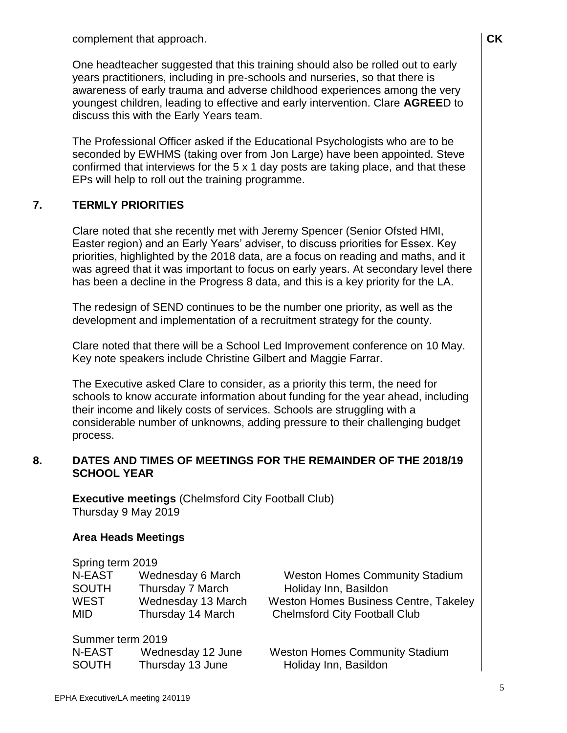complement that approach. **CK**

One headteacher suggested that this training should also be rolled out to early years practitioners, including in pre-schools and nurseries, so that there is awareness of early trauma and adverse childhood experiences among the very youngest children, leading to effective and early intervention. Clare **AGREE**D to discuss this with the Early Years team.

The Professional Officer asked if the Educational Psychologists who are to be seconded by EWHMS (taking over from Jon Large) have been appointed. Steve confirmed that interviews for the 5 x 1 day posts are taking place, and that these EPs will help to roll out the training programme.

## 7. TERMLY PRIORITIES

Clare noted that she recently met with Jeremy Spencer (Senior Ofsted HMI, Easter region) and an Early Years' adviser, to discuss priorities for Essex. Key priorities, highlighted by the 2018 data, are a focus on reading and maths, and it was agreed that it was important to focus on early years. At secondary level there has been a decline in the Progress 8 data, and this is a key priority for the LA.

The redesign of SEND continues to be the number one priority, as well as the development and implementation of a recruitment strategy for the county.

Clare noted that there will be a School Led Improvement conference on 10 May. Key note speakers include Christine Gilbert and Maggie Farrar.

The Executive asked Clare to consider, as a priority this term, the need for schools to know accurate information about funding for the year ahead, including their income and likely costs of services. Schools are struggling with a considerable number of unknowns, adding pressure to their challenging budget process.

## 8. DATES AND TIMES OF MEETINGS FOR THE REMAINDER OF THE 2018/19 SCHOOL YEAR

**Executive meetings** (Chelmsford City Football Club)
Thursday 9 May 2019

### Area Heads Meetings

Spring term 2019

| | | |
|---|---|---|
| N-EAST | Wednesday 6 March | Weston Homes Community Stadium |
| SOUTH | Thursday 7 March | Holiday Inn, Basildon |
| WEST | Wednesday 13 March | Weston Homes Business Centre, Takeley |
| MID | Thursday 14 March | Chelmsford City Football Club |

Summer term 2019

| | | |
|---|---|---|
| N-EAST | Wednesday 12 June | Weston Homes Community Stadium |
| SOUTH | Thursday 13 June | Holiday Inn, Basildon |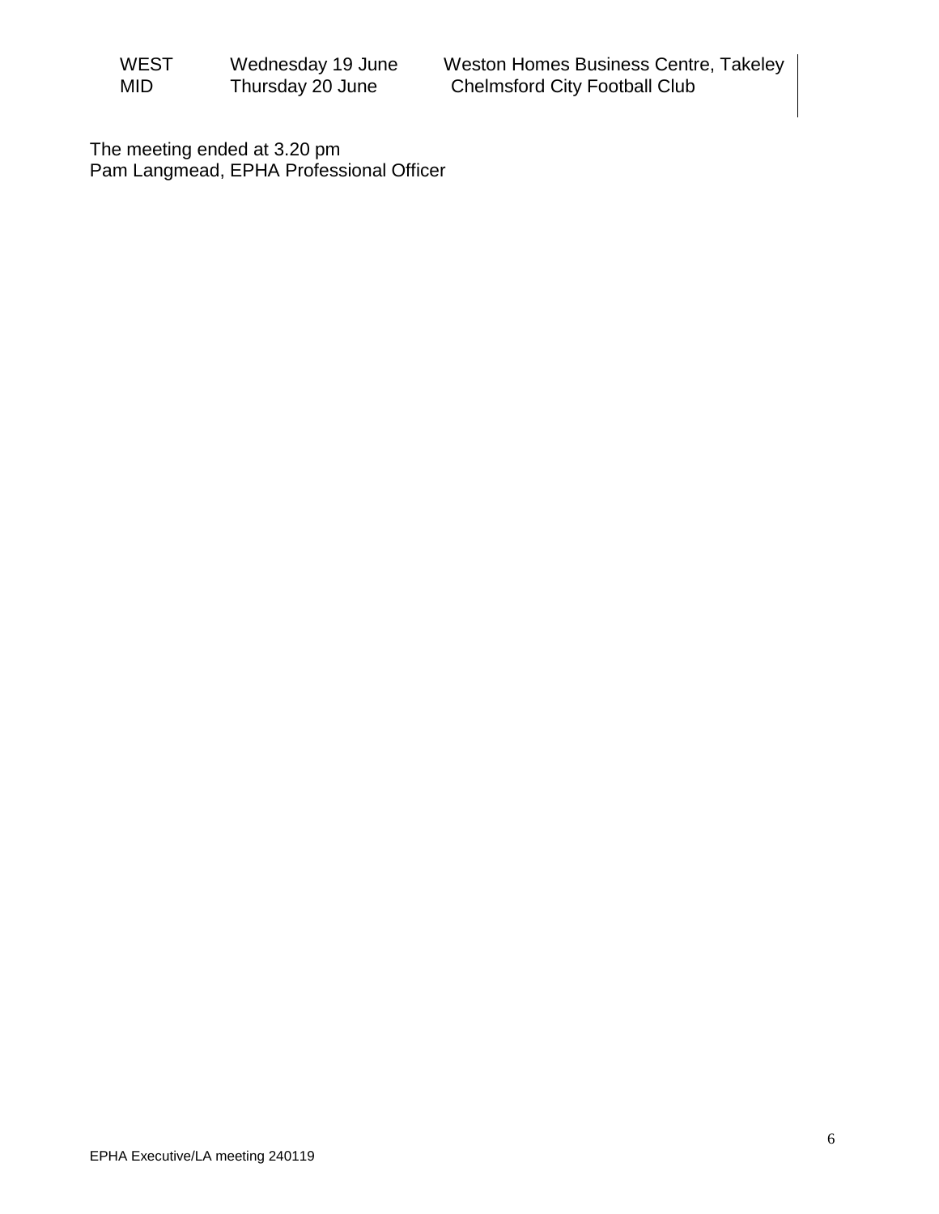| | | |
|---|---|---|
| WEST | Wednesday 19 June | Weston Homes Business Centre, Takeley |
| MID | Thursday 20 June | Chelmsford City Football Club |

The meeting ended at 3.20 pm
Pam Langmead, EPHA Professional Officer